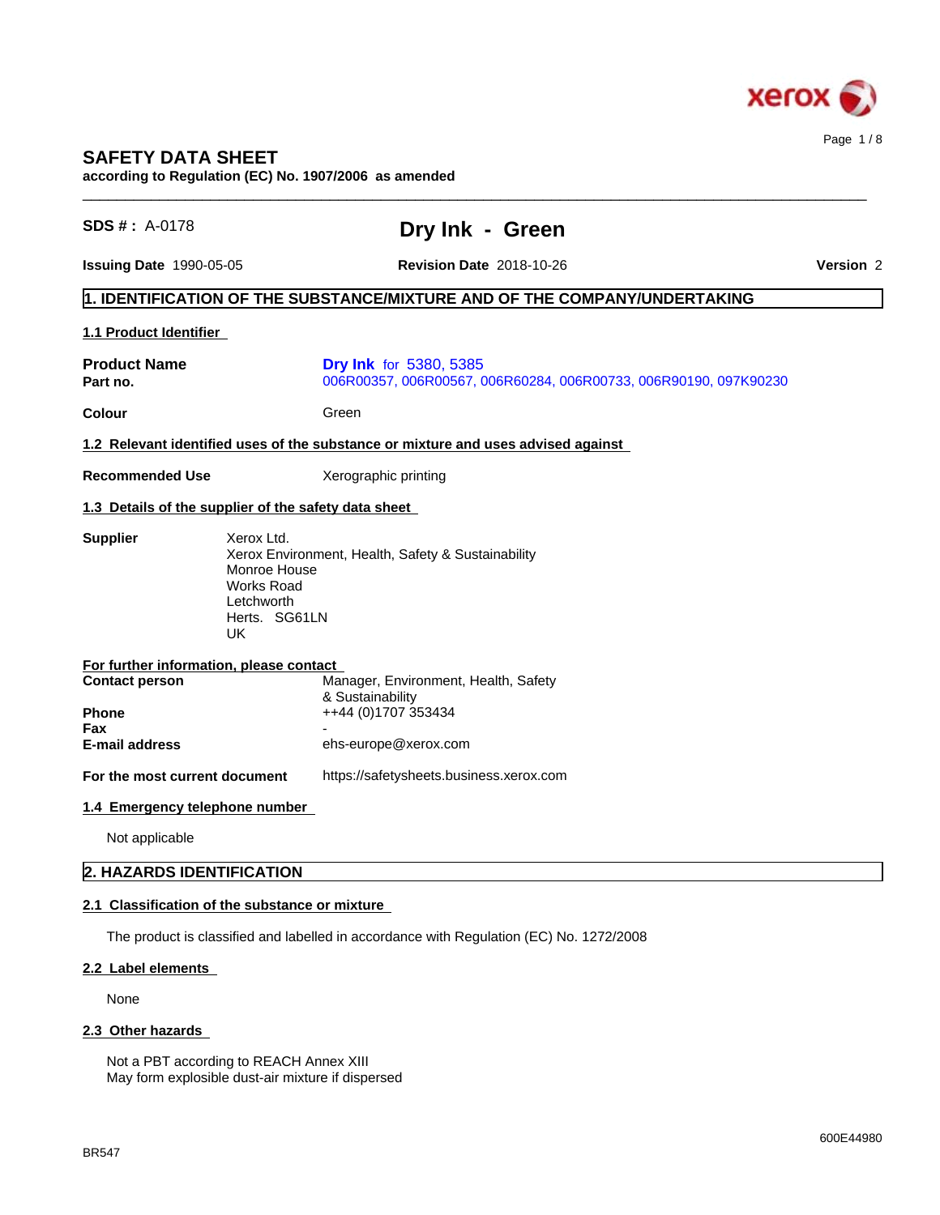# SAFETY DATA SHEET

**according to Regulation (EC) No. 1907/2006 as amended**

**SDS # :** A-0178

## Dry Ink - Green

**Issuing Date** 1990-05-05 **Revision Date** 2018-10-26 **Version** 2

## 1. IDENTIFICATION OF THE SUBSTANCE/MIXTURE AND OF THE COMPANY/UNDERTAKING

### 1.1 Product Identifier

**Product Name** **Dry Ink** for 5380, 5385

**Part no.** 006R00357, 006R00567, 006R60284, 006R00733, 006R90190, 097K90230

**Colour** Green

### 1.2 Relevant identified uses of the substance or mixture and uses advised against

**Recommended Use** Xerographic printing

### 1.3 Details of the supplier of the safety data sheet

**Supplier**

Xerox Ltd.
Xerox Environment, Health, Safety & Sustainability
Monroe House
Works Road
Letchworth
Herts. SG61LN
UK

**For further information, please contact**

**Contact person** Manager, Environment, Health, Safety & Sustainability

**Phone** ++44 (0)1707 353434

**Fax** -

**E-mail address** ehs-europe@xerox.com

**For the most current document** https://safetysheets.business.xerox.com

### 1.4 Emergency telephone number

Not applicable

## 2. HAZARDS IDENTIFICATION

### 2.1 Classification of the substance or mixture

The product is classified and labelled in accordance with Regulation (EC) No. 1272/2008

### 2.2 Label elements

None

### 2.3 Other hazards

Not a PBT according to REACH Annex XIII
May form explosible dust-air mixture if dispersed

BR547

600E44980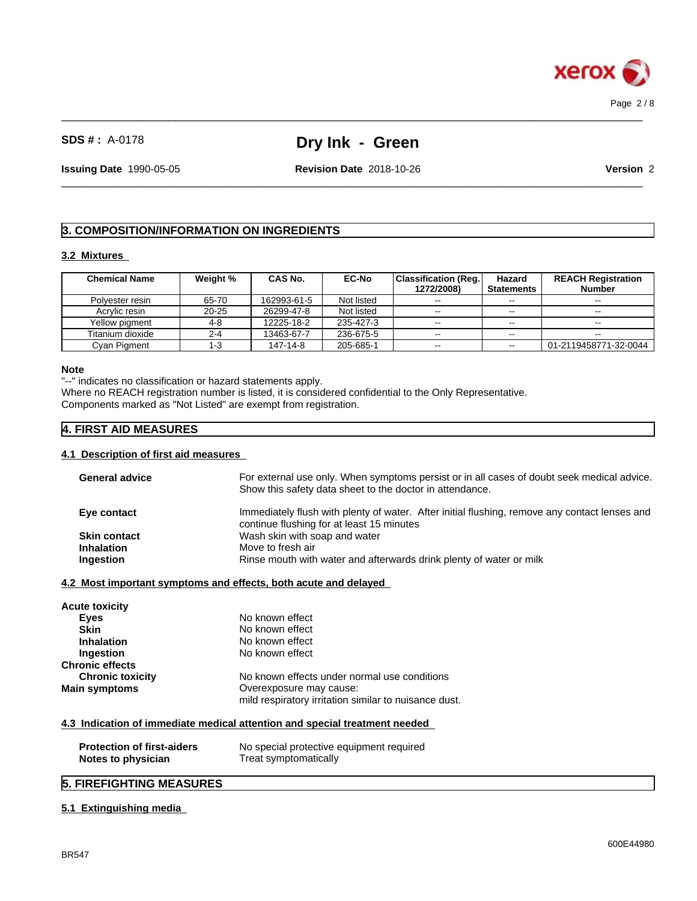## 3. COMPOSITION/INFORMATION ON INGREDIENTS

### 3.2 Mixtures

| Chemical Name | Weight % | CAS No. | EC-No | Classification (Reg. 1272/2008) | Hazard Statements | REACH Registration Number |
|---|---|---|---|---|---|---|
| Polyester resin | 65-70 | 162993-61-5 | Not listed | -- | -- | -- |
| Acrylic resin | 20-25 | 26299-47-8 | Not listed | -- | -- | -- |
| Yellow pigment | 4-8 | 12225-18-2 | 235-427-3 | -- | -- | -- |
| Titanium dioxide | 2-4 | 13463-67-7 | 236-675-5 | -- | -- | -- |
| Cyan Pigment | 1-3 | 147-14-8 | 205-685-1 | -- | -- | 01-2119458771-32-0044 |

**Note**

"--" indicates no classification or hazard statements apply.
Where no REACH registration number is listed, it is considered confidential to the Only Representative.
Components marked as "Not Listed" are exempt from registration.

## 4. FIRST AID MEASURES

### 4.1 Description of first aid measures

**General advice** For external use only. When symptoms persist or in all cases of doubt seek medical advice. Show this safety data sheet to the doctor in attendance.

**Eye contact** Immediately flush with plenty of water. After initial flushing, remove any contact lenses and continue flushing for at least 15 minutes

**Skin contact** Wash skin with soap and water

**Inhalation** Move to fresh air

**Ingestion** Rinse mouth with water and afterwards drink plenty of water or milk

### 4.2 Most important symptoms and effects, both acute and delayed

**Acute toxicity**

**Eyes** No known effect

**Skin** No known effect

**Inhalation** No known effect

**Ingestion** No known effect

**Chronic effects**

**Chronic toxicity** No known effects under normal use conditions

**Main symptoms** Overexposure may cause:
mild respiratory irritation similar to nuisance dust.

### 4.3 Indication of immediate medical attention and special treatment needed

**Protection of first-aiders** No special protective equipment required

**Notes to physician** Treat symptomatically

## 5. FIREFIGHTING MEASURES

### 5.1 Extinguishing media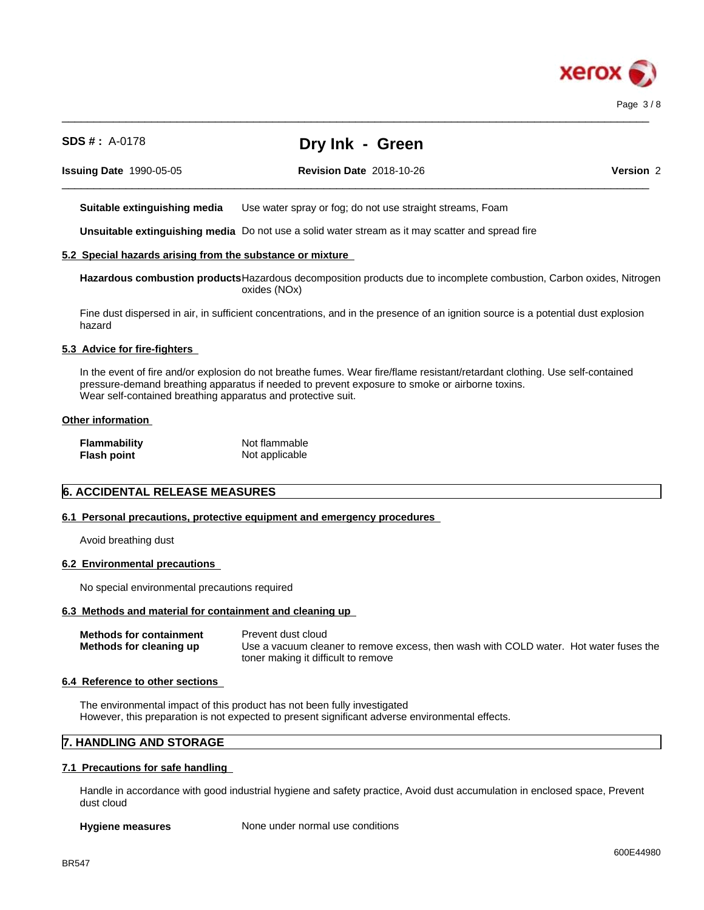**Suitable extinguishing media** Use water spray or fog; do not use straight streams, Foam

**Unsuitable extinguishing media** Do not use a solid water stream as it may scatter and spread fire

### 5.2 Special hazards arising from the substance or mixture

**Hazardous combustion products** Hazardous decomposition products due to incomplete combustion, Carbon oxides, Nitrogen oxides (NOx)

Fine dust dispersed in air, in sufficient concentrations, and in the presence of an ignition source is a potential dust explosion hazard

### 5.3 Advice for fire-fighters

In the event of fire and/or explosion do not breathe fumes. Wear fire/flame resistant/retardant clothing. Use self-contained pressure-demand breathing apparatus if needed to prevent exposure to smoke or airborne toxins.
Wear self-contained breathing apparatus and protective suit.

### Other information

**Flammability** Not flammable
**Flash point** Not applicable

## 6. ACCIDENTAL RELEASE MEASURES

### 6.1 Personal precautions, protective equipment and emergency procedures

Avoid breathing dust

### 6.2 Environmental precautions

No special environmental precautions required

### 6.3 Methods and material for containment and cleaning up

**Methods for containment** Prevent dust cloud
**Methods for cleaning up** Use a vacuum cleaner to remove excess, then wash with COLD water. Hot water fuses the toner making it difficult to remove

### 6.4 Reference to other sections

The environmental impact of this product has not been fully investigated
However, this preparation is not expected to present significant adverse environmental effects.

## 7. HANDLING AND STORAGE

### 7.1 Precautions for safe handling

Handle in accordance with good industrial hygiene and safety practice, Avoid dust accumulation in enclosed space, Prevent dust cloud

**Hygiene measures** None under normal use conditions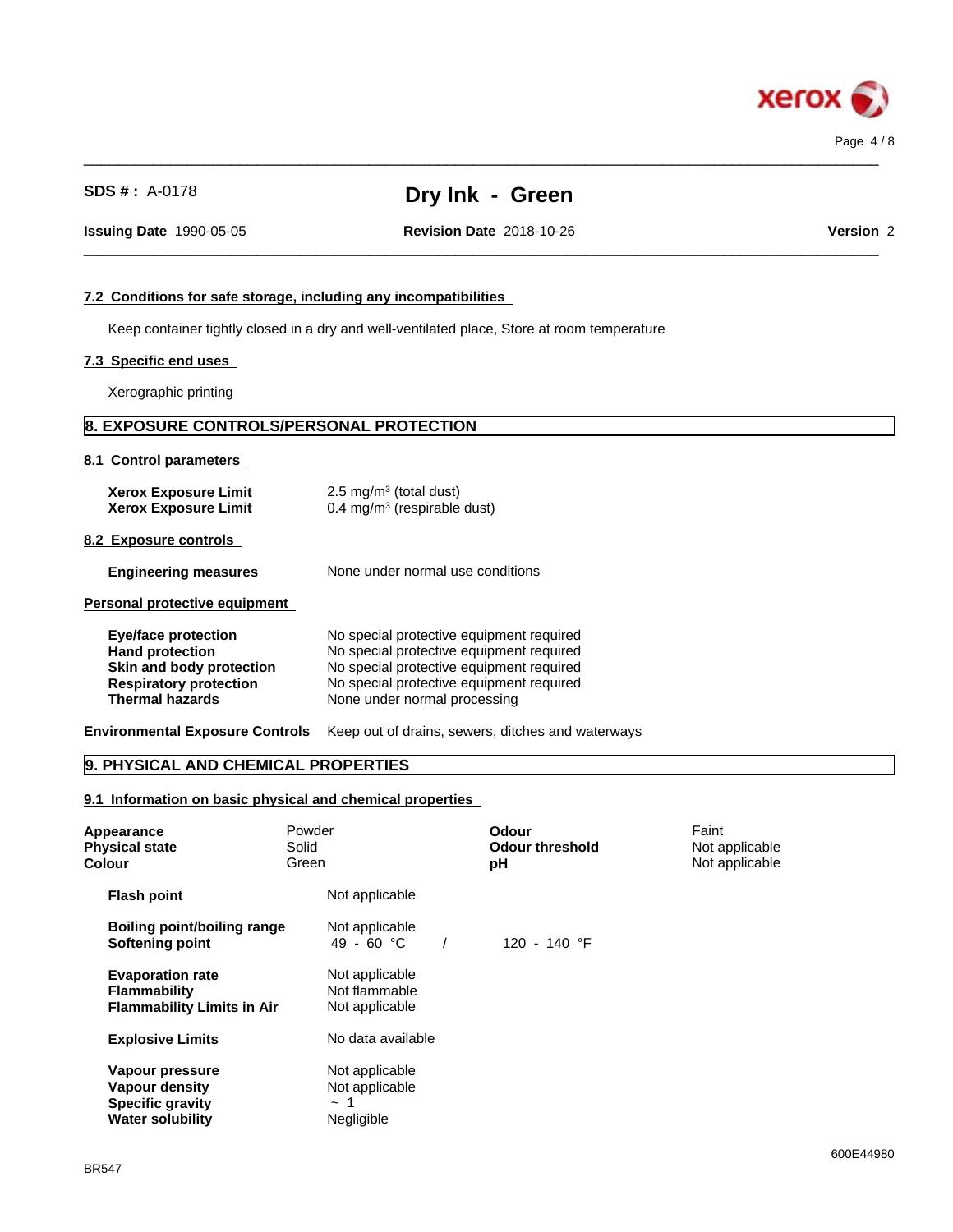### 7.2 Conditions for safe storage, including any incompatibilities

Keep container tightly closed in a dry and well-ventilated place, Store at room temperature

### 7.3 Specific end uses

Xerographic printing

## 8. EXPOSURE CONTROLS/PERSONAL PROTECTION

### 8.1 Control parameters

| | |
|---|---|
| **Xerox Exposure Limit** | 2.5 mg/m³ (total dust) |
| **Xerox Exposure Limit** | 0.4 mg/m³ (respirable dust) |

### 8.2 Exposure controls

| | |
|---|---|
| **Engineering measures** | None under normal use conditions |

**Personal protective equipment**

| | |
|---|---|
| **Eye/face protection** | No special protective equipment required |
| **Hand protection** | No special protective equipment required |
| **Skin and body protection** | No special protective equipment required |
| **Respiratory protection** | No special protective equipment required |
| **Thermal hazards** | None under normal processing |

**Environmental Exposure Controls** Keep out of drains, sewers, ditches and waterways

## 9. PHYSICAL AND CHEMICAL PROPERTIES

### 9.1 Information on basic physical and chemical properties

| | | | |
|---|---|---|---|
| **Appearance** | Powder | **Odour** | Faint |
| **Physical state** | Solid | **Odour threshold** | Not applicable |
| **Colour** | Green | **pH** | Not applicable |

| | |
|---|---|
| **Flash point** | Not applicable |
| **Boiling point/boiling range** | Not applicable |
| **Softening point** | 49 - 60 °C / 120 - 140 °F |
| **Evaporation rate** | Not applicable |
| **Flammability** | Not flammable |
| **Flammability Limits in Air** | Not applicable |
| **Explosive Limits** | No data available |
| **Vapour pressure** | Not applicable |
| **Vapour density** | Not applicable |
| **Specific gravity** | ~ 1 |
| **Water solubility** | Negligible |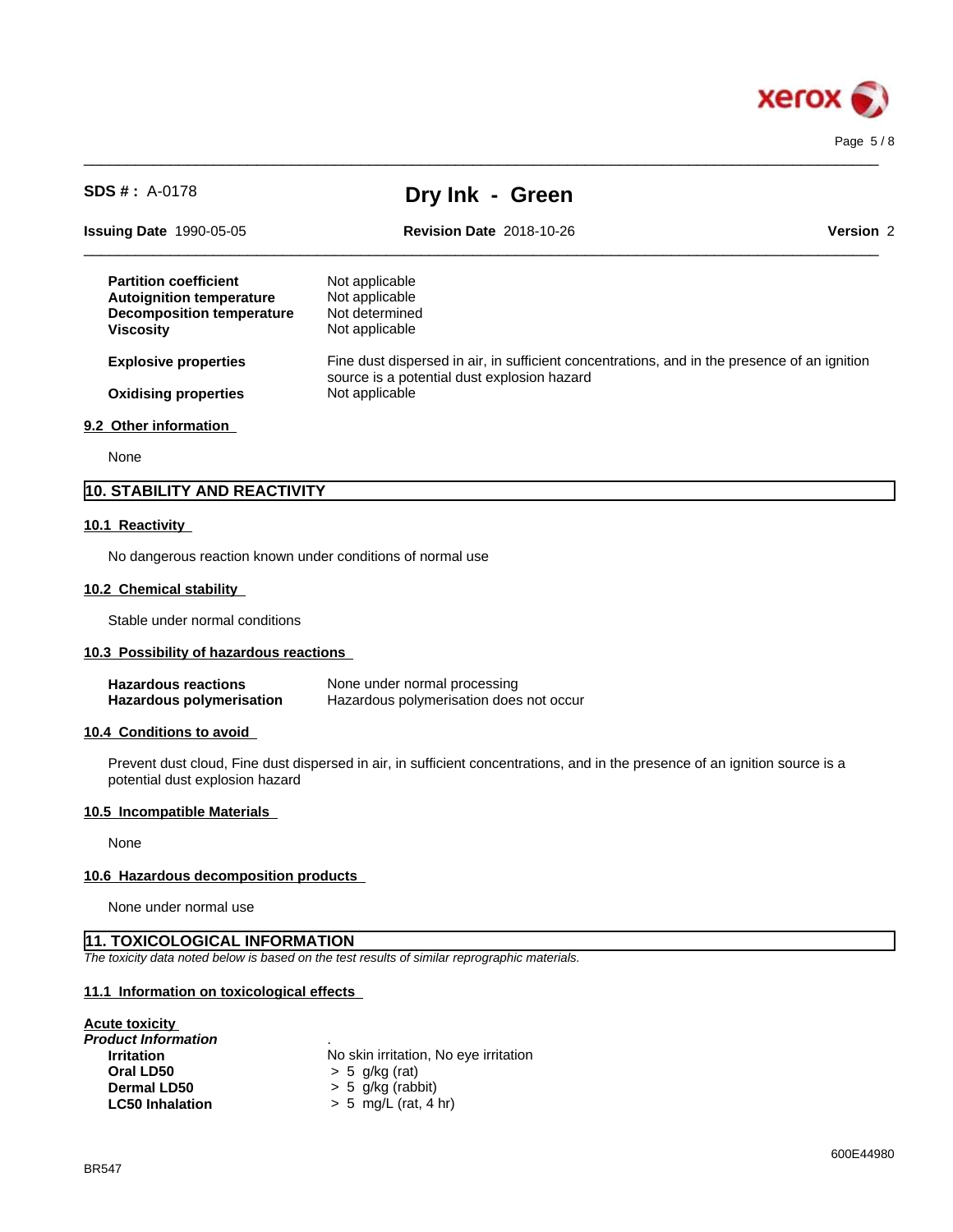| | |
|---|---|
| **Partition coefficient** | Not applicable |
| **Autoignition temperature** | Not applicable |
| **Decomposition temperature** | Not determined |
| **Viscosity** | Not applicable |
| **Explosive properties** | Fine dust dispersed in air, in sufficient concentrations, and in the presence of an ignition source is a potential dust explosion hazard |
| **Oxidising properties** | Not applicable |

### 9.2 Other information

None

## 10. STABILITY AND REACTIVITY

### 10.1 Reactivity

No dangerous reaction known under conditions of normal use

### 10.2 Chemical stability

Stable under normal conditions

### 10.3 Possibility of hazardous reactions

| | |
|---|---|
| **Hazardous reactions** | None under normal processing |
| **Hazardous polymerisation** | Hazardous polymerisation does not occur |

### 10.4 Conditions to avoid

Prevent dust cloud, Fine dust dispersed in air, in sufficient concentrations, and in the presence of an ignition source is a potential dust explosion hazard

### 10.5 Incompatible Materials

None

### 10.6 Hazardous decomposition products

None under normal use

## 11. TOXICOLOGICAL INFORMATION

*The toxicity data noted below is based on the test results of similar reprographic materials.*

### 11.1 Information on toxicological effects

**Acute toxicity**

***Product Information*** .

| | |
|---|---|
| **Irritation** | No skin irritation, No eye irritation |
| **Oral LD50** | > 5 g/kg (rat) |
| **Dermal LD50** | > 5 g/kg (rabbit) |
| **LC50 Inhalation** | > 5 mg/L (rat, 4 hr) |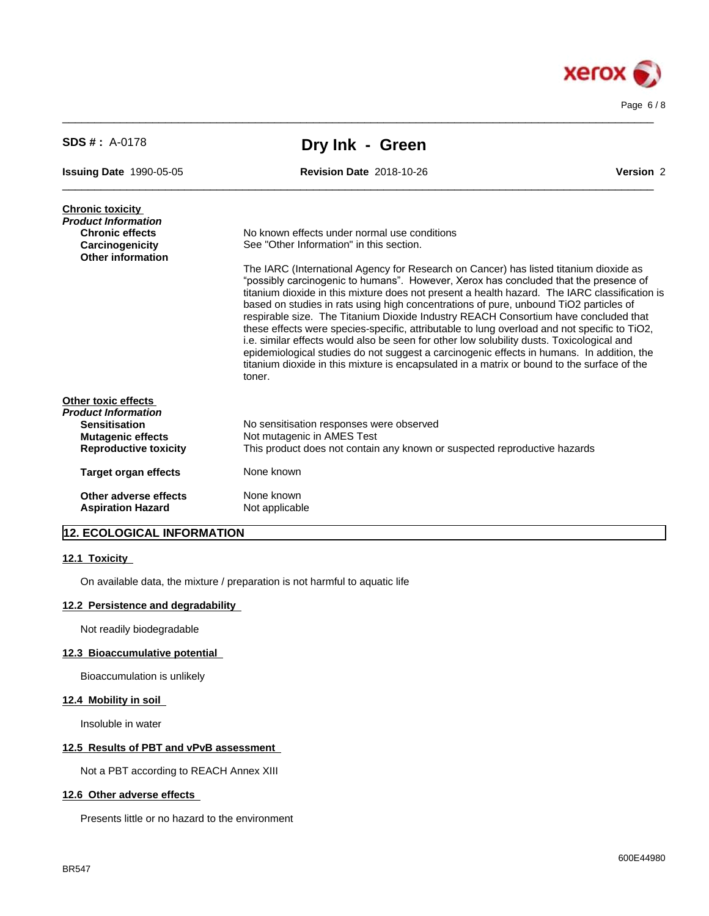**Chronic toxicity**

***Product Information***

| | |
|---|---|
| **Chronic effects** | No known effects under normal use conditions |
| **Carcinogenicity** | See "Other Information" in this section. |
| **Other information** | The IARC (International Agency for Research on Cancer) has listed titanium dioxide as “possibly carcinogenic to humans”. However, Xerox has concluded that the presence of titanium dioxide in this mixture does not present a health hazard. The IARC classification is based on studies in rats using high concentrations of pure, unbound $TiO_2$ particles of respirable size. The Titanium Dioxide Industry REACH Consortium have concluded that these effects were species-specific, attributable to lung overload and not specific to $TiO_2$, i.e. similar effects would also be seen for other low solubility dusts. Toxicological and epidemiological studies do not suggest a carcinogenic effects in humans. In addition, the titanium dioxide in this mixture is encapsulated in a matrix or bound to the surface of the toner. |

**Other toxic effects**

***Product Information***

| | |
|---|---|
| **Sensitisation** | No sensitisation responses were observed |
| **Mutagenic effects** | Not mutagenic in AMES Test |
| **Reproductive toxicity** | This product does not contain any known or suspected reproductive hazards |
| **Target organ effects** | None known |
| **Other adverse effects** | None known |
| **Aspiration Hazard** | Not applicable |

## 12. ECOLOGICAL INFORMATION

### 12.1 Toxicity

On available data, the mixture / preparation is not harmful to aquatic life

### 12.2 Persistence and degradability

Not readily biodegradable

### 12.3 Bioaccumulative potential

Bioaccumulation is unlikely

### 12.4 Mobility in soil

Insoluble in water

### 12.5 Results of PBT and vPvB assessment

Not a PBT according to REACH Annex XIII

### 12.6 Other adverse effects

Presents little or no hazard to the environment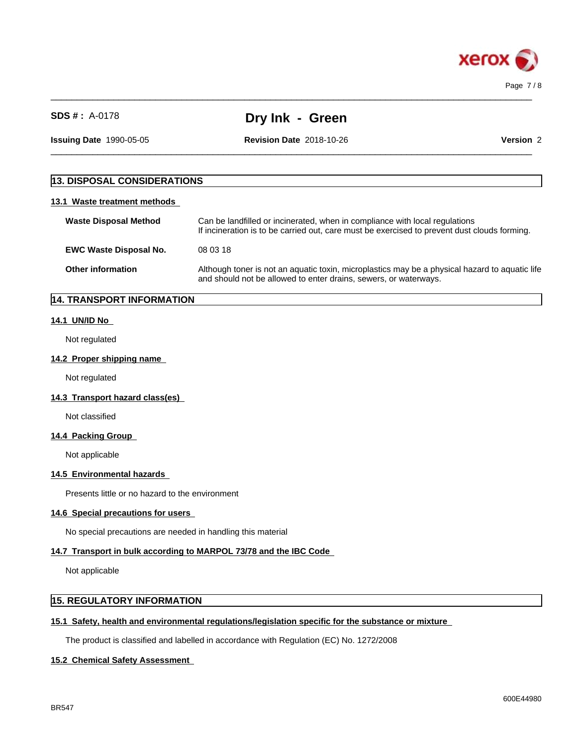## 13. DISPOSAL CONSIDERATIONS

### 13.1 Waste treatment methods

| | |
|---|---|
| **Waste Disposal Method** | Can be landfilled or incinerated, when in compliance with local regulations<br>If incineration is to be carried out, care must be exercised to prevent dust clouds forming. |
| **EWC Waste Disposal No.** | 08 03 18 |
| **Other information** | Although toner is not an aquatic toxin, microplastics may be a physical hazard to aquatic life and should not be allowed to enter drains, sewers, or waterways. |

## 14. TRANSPORT INFORMATION

### 14.1 UN/ID No

Not regulated

### 14.2 Proper shipping name

Not regulated

### 14.3 Transport hazard class(es)

Not classified

### 14.4 Packing Group

Not applicable

### 14.5 Environmental hazards

Presents little or no hazard to the environment

### 14.6 Special precautions for users

No special precautions are needed in handling this material

### 14.7 Transport in bulk according to MARPOL 73/78 and the IBC Code

Not applicable

## 15. REGULATORY INFORMATION

### 15.1 Safety, health and environmental regulations/legislation specific for the substance or mixture

The product is classified and labelled in accordance with Regulation (EC) No. 1272/2008

### 15.2 Chemical Safety Assessment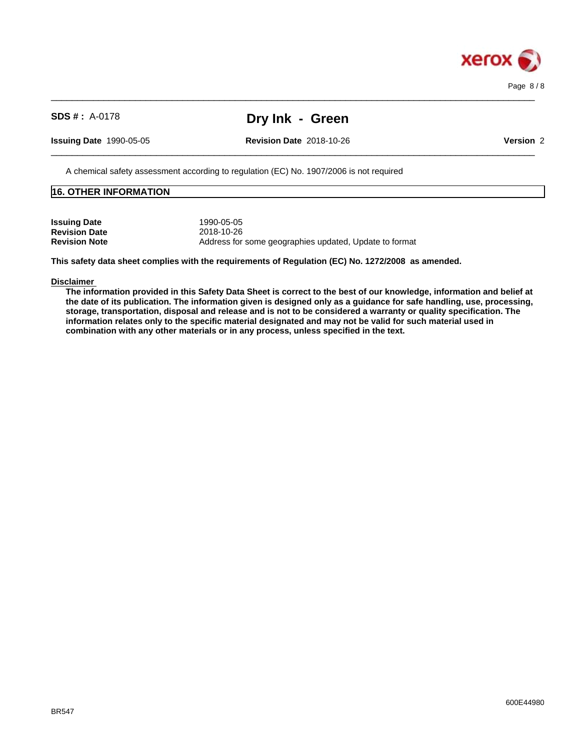A chemical safety assessment according to regulation (EC) No. 1907/2006 is not required

## 16. OTHER INFORMATION

| | |
|---|---|
| **Issuing Date** | 1990-05-05 |
| **Revision Date** | 2018-10-26 |
| **Revision Note** | Address for some geographies updated, Update to format |

**This safety data sheet complies with the requirements of Regulation (EC) No. 1272/2008 as amended.**

**Disclaimer**

**The information provided in this Safety Data Sheet is correct to the best of our knowledge, information and belief at the date of its publication. The information given is designed only as a guidance for safe handling, use, processing, storage, transportation, disposal and release and is not to be considered a warranty or quality specification. The information relates only to the specific material designated and may not be valid for such material used in combination with any other materials or in any process, unless specified in the text.**